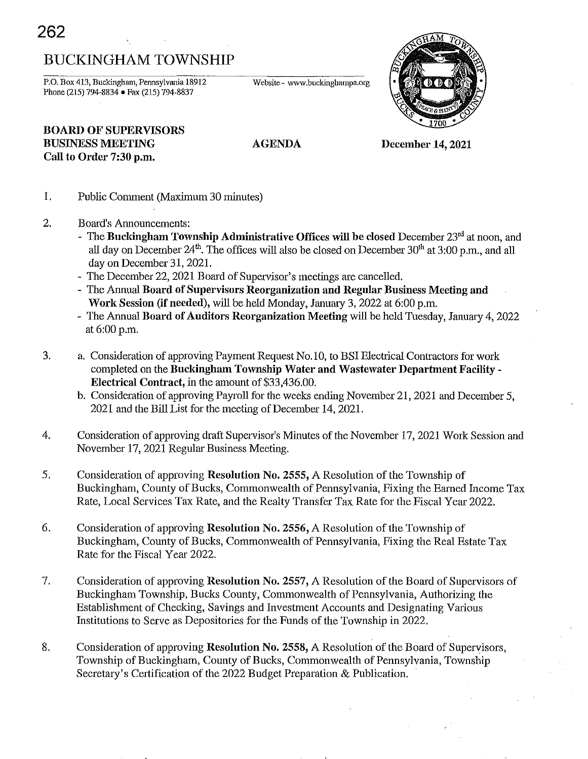// BUCKINGHAM TOWNSHIP

P.O. Box 413, Buckingham, Pennsylvania 18912
Phone (215) 794-8834 • Fax (215) 794-8837

Website - www.buckinghampa.org

**BOARD OF SUPERVISORS**
**BUSINESS MEETING**
**Call to Order 7:30 p.m.**

**AGENDA**

**December 14, 2021**

1. Public Comment (Maximum 30 minutes)

2. Board's Announcements:
   - The **Buckingham Township Administrative Offices will be closed** December 23rd at noon, and all day on December 24th. The offices will also be closed on December 30th at 3:00 p.m., and all day on December 31, 2021.
   - The December 22, 2021 Board of Supervisor's meetings are cancelled.
   - The Annual **Board of Supervisors Reorganization and Regular Business Meeting and Work Session (if needed),** will be held Monday, January 3, 2022 at 6:00 p.m.
   - The Annual **Board of Auditors Reorganization Meeting** will be held Tuesday, January 4, 2022 at 6:00 p.m.

3. a. Consideration of approving Payment Request No.10, to BSI Electrical Contractors for work completed on the **Buckingham Township Water and Wastewater Department Facility - Electrical Contract,** in the amount of $33,436.00.
   b. Consideration of approving Payroll for the weeks ending November 21, 2021 and December 5, 2021 and the Bill List for the meeting of December 14, 2021.

4. Consideration of approving draft Supervisor's Minutes of the November 17, 2021 Work Session and November 17, 2021 Regular Business Meeting.

5. Consideration of approving **Resolution No. 2555,** A Resolution of the Township of Buckingham, County of Bucks, Commonwealth of Pennsylvania, Fixing the Earned Income Tax Rate, Local Services Tax Rate, and the Realty Transfer Tax Rate for the Fiscal Year 2022.

6. Consideration of approving **Resolution No. 2556,** A Resolution of the Township of Buckingham, County of Bucks, Commonwealth of Pennsylvania, Fixing the Real Estate Tax Rate for the Fiscal Year 2022.

7. Consideration of approving **Resolution No. 2557,** A Resolution of the Board of Supervisors of Buckingham Township, Bucks County, Commonwealth of Pennsylvania, Authorizing the Establishment of Checking, Savings and Investment Accounts and Designating Various Institutions to Serve as Depositories for the Funds of the Township in 2022.

8. Consideration of approving **Resolution No. 2558,** A Resolution of the Board of Supervisors, Township of Buckingham, County of Bucks, Commonwealth of Pennsylvania, Township Secretary's Certification of the 2022 Budget Preparation & Publication.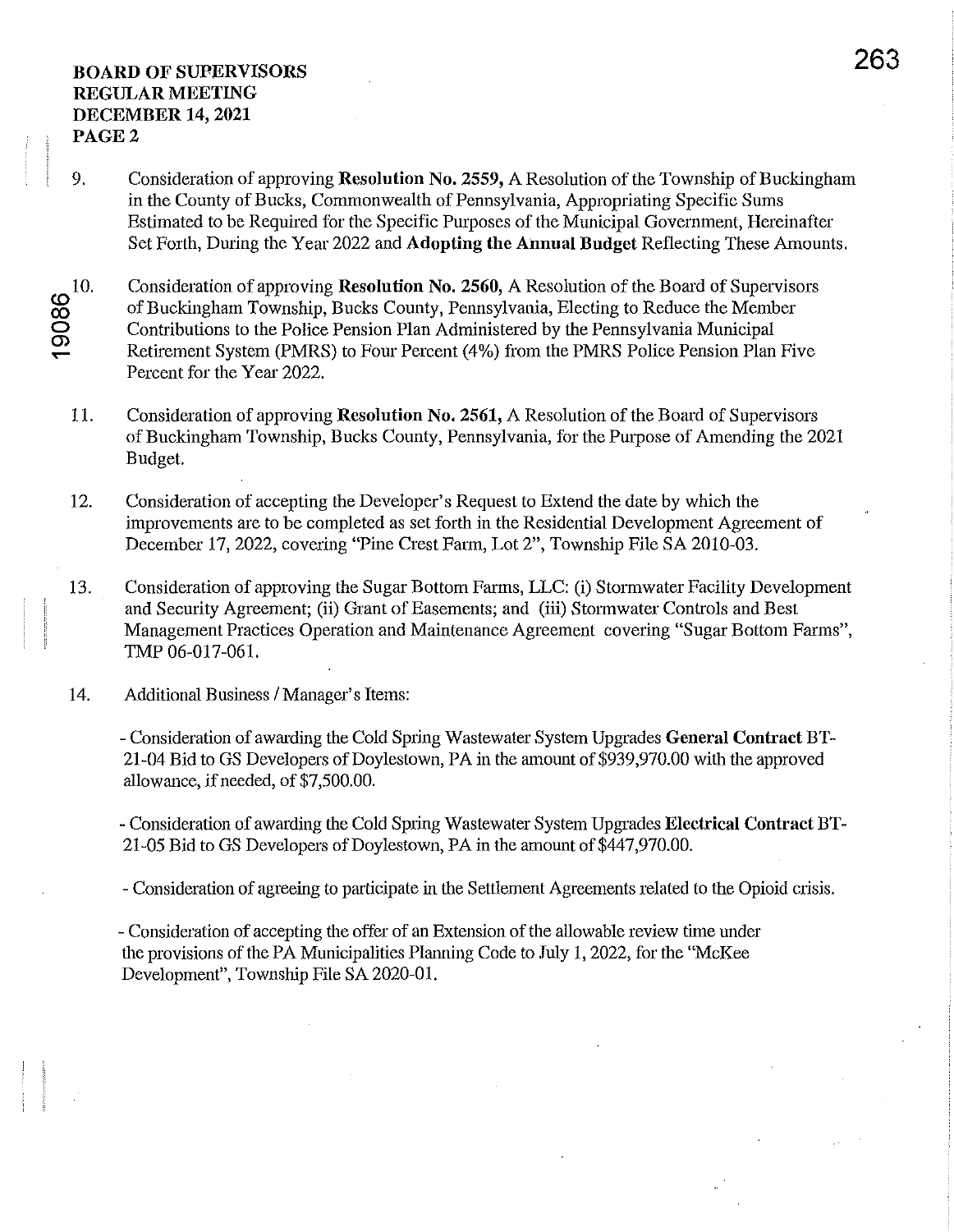**BOARD OF SUPERVISORS**
**REGULAR MEETING**
**DECEMBER 14, 2021**
**PAGE 2**

9. Consideration of approving **Resolution No. 2559,** A Resolution of the Township of Buckingham in the County of Bucks, Commonwealth of Pennsylvania, Appropriating Specific Sums Estimated to be Required for the Specific Purposes of the Municipal Government, Hereinafter Set Forth, During the Year 2022 and **Adopting the Annual Budget** Reflecting These Amounts.

10. Consideration of approving **Resolution No. 2560,** A Resolution of the Board of Supervisors of Buckingham Township, Bucks County, Pennsylvania, Electing to Reduce the Member Contributions to the Police Pension Plan Administered by the Pennsylvania Municipal Retirement System (PMRS) to Four Percent (4%) from the PMRS Police Pension Plan Five Percent for the Year 2022.

11. Consideration of approving **Resolution No. 2561,** A Resolution of the Board of Supervisors of Buckingham Township, Bucks County, Pennsylvania, for the Purpose of Amending the 2021 Budget.

12. Consideration of accepting the Developer's Request to Extend the date by which the improvements are to be completed as set forth in the Residential Development Agreement of December 17, 2022, covering "Pine Crest Farm, Lot 2", Township File SA 2010-03.

13. Consideration of approving the Sugar Bottom Farms, LLC: (i) Stormwater Facility Development and Security Agreement; (ii) Grant of Easements; and (iii) Stormwater Controls and Best Management Practices Operation and Maintenance Agreement covering "Sugar Bottom Farms", TMP 06-017-061.

14. Additional Business / Manager's Items:

    - Consideration of awarding the Cold Spring Wastewater System Upgrades **General Contract** BT-21-04 Bid to GS Developers of Doylestown, PA in the amount of $939,970.00 with the approved allowance, if needed, of $7,500.00.

    - Consideration of awarding the Cold Spring Wastewater System Upgrades **Electrical Contract** BT-21-05 Bid to GS Developers of Doylestown, PA in the amount of $447,970.00.

    - Consideration of agreeing to participate in the Settlement Agreements related to the Opioid crisis.

    - Consideration of accepting the offer of an Extension of the allowable review time under the provisions of the PA Municipalities Planning Code to July 1, 2022, for the "McKee Development", Township File SA 2020-01.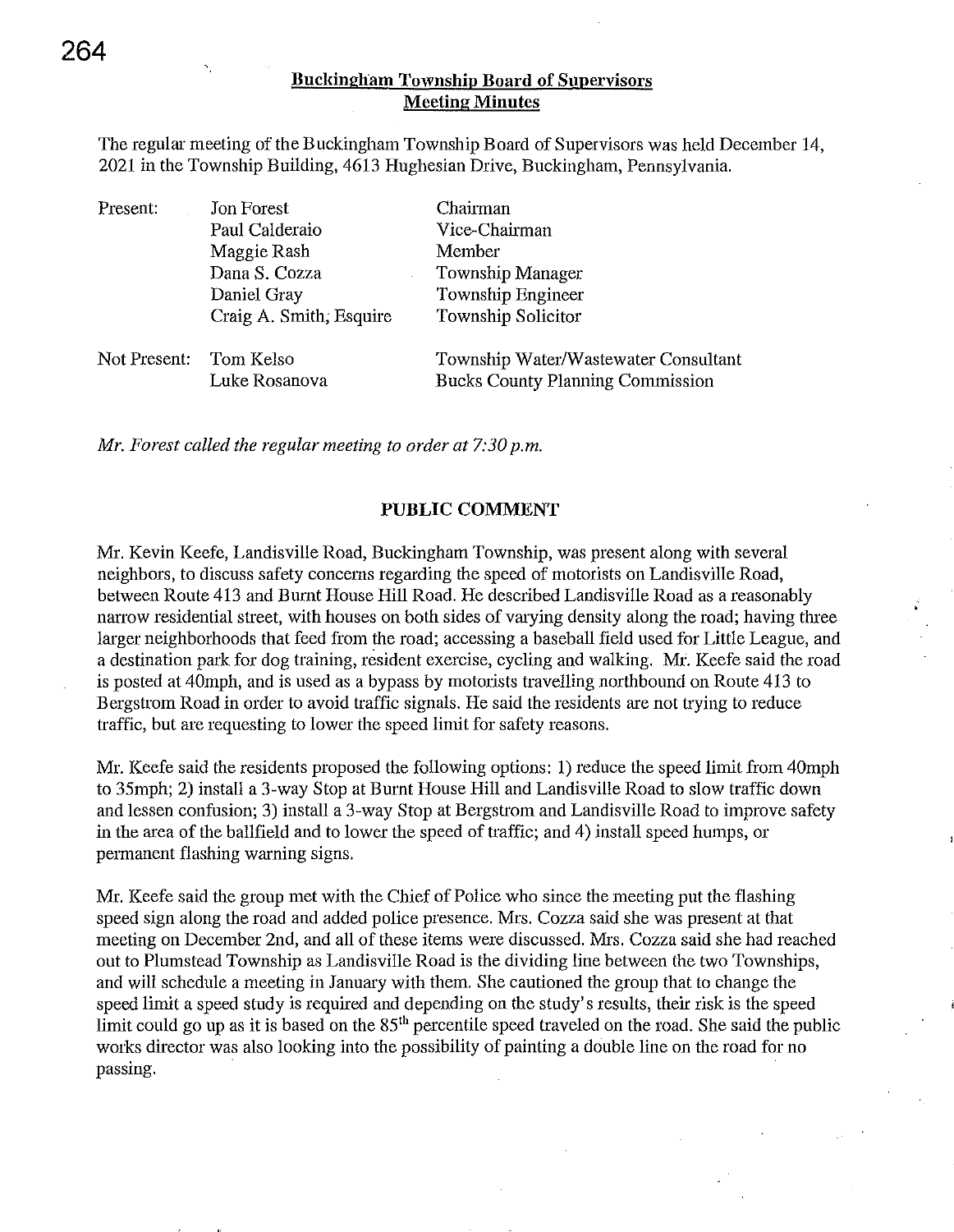**Buckingham Township Board of Supervisors**
**Meeting Minutes**

The regular meeting of the Buckingham Township Board of Supervisors was held December 14, 2021 in the Township Building, 4613 Hughesian Drive, Buckingham, Pennsylvania.

| | | |
|---|---|---|
| Present: | Jon Forest | Chairman |
| | Paul Calderaio | Vice-Chairman |
| | Maggie Rash | Member |
| | Dana S. Cozza | Township Manager |
| | Daniel Gray | Township Engineer |
| | Craig A. Smith, Esquire | Township Solicitor |
| Not Present: | Tom Kelso | Township Water/Wastewater Consultant |
| | Luke Rosanova | Bucks County Planning Commission |

*Mr. Forest called the regular meeting to order at 7:30 p.m.*

## PUBLIC COMMENT

Mr. Kevin Keefe, Landisville Road, Buckingham Township, was present along with several neighbors, to discuss safety concerns regarding the speed of motorists on Landisville Road, between Route 413 and Burnt House Hill Road. He described Landisville Road as a reasonably narrow residential street, with houses on both sides of varying density along the road; having three larger neighborhoods that feed from the road; accessing a baseball field used for Little League, and a destination park for dog training, resident exercise, cycling and walking. Mr. Keefe said the road is posted at 40mph, and is used as a bypass by motorists travelling northbound on Route 413 to Bergstrom Road in order to avoid traffic signals. He said the residents are not trying to reduce traffic, but are requesting to lower the speed limit for safety reasons.

Mr. Keefe said the residents proposed the following options: 1) reduce the speed limit from 40mph to 35mph; 2) install a 3-way Stop at Burnt House Hill and Landisville Road to slow traffic down and lessen confusion; 3) install a 3-way Stop at Bergstrom and Landisville Road to improve safety in the area of the ballfield and to lower the speed of traffic; and 4) install speed humps, or permanent flashing warning signs.

Mr. Keefe said the group met with the Chief of Police who since the meeting put the flashing speed sign along the road and added police presence. Mrs. Cozza said she was present at that meeting on December 2nd, and all of these items were discussed. Mrs. Cozza said she had reached out to Plumstead Township as Landisville Road is the dividing line between the two Townships, and will schedule a meeting in January with them. She cautioned the group that to change the speed limit a speed study is required and depending on the study's results, their risk is the speed limit could go up as it is based on the 85th percentile speed traveled on the road. She said the public works director was also looking into the possibility of painting a double line on the road for no passing.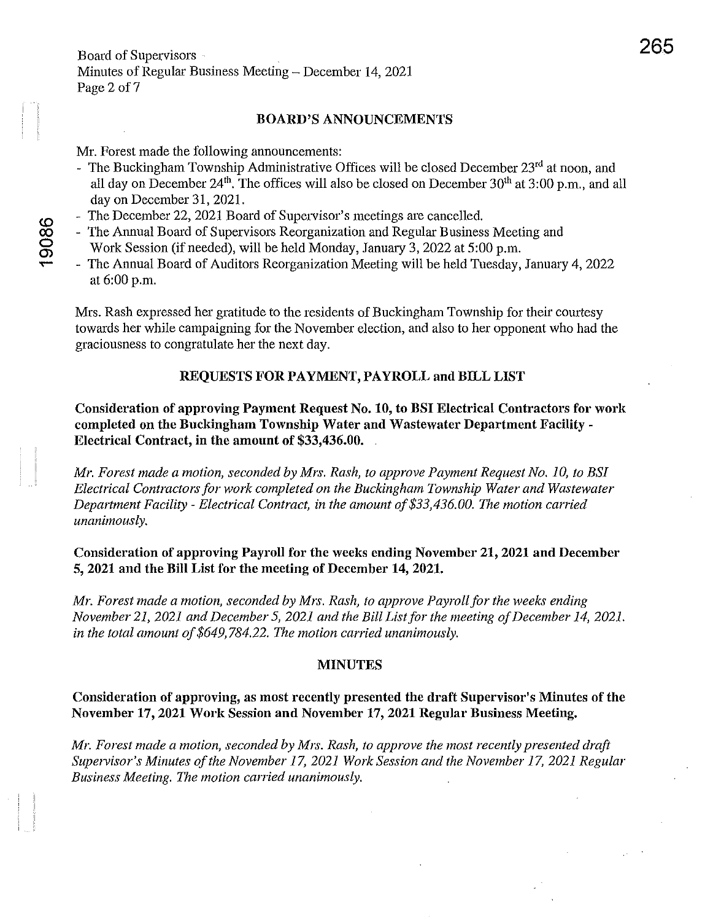## BOARD'S ANNOUNCEMENTS

Mr. Forest made the following announcements:

- The Buckingham Township Administrative Offices will be closed December 23rd at noon, and all day on December 24th. The offices will also be closed on December 30th at 3:00 p.m., and all day on December 31, 2021.
- The December 22, 2021 Board of Supervisor's meetings are cancelled.
- The Annual Board of Supervisors Reorganization and Regular Business Meeting and Work Session (if needed), will be held Monday, January 3, 2022 at 5:00 p.m.
- The Annual Board of Auditors Reorganization Meeting will be held Tuesday, January 4, 2022 at 6:00 p.m.

Mrs. Rash expressed her gratitude to the residents of Buckingham Township for their courtesy towards her while campaigning for the November election, and also to her opponent who had the graciousness to congratulate her the next day.

## REQUESTS FOR PAYMENT, PAYROLL and BILL LIST

**Consideration of approving Payment Request No. 10, to BSI Electrical Contractors for work completed on the Buckingham Township Water and Wastewater Department Facility - Electrical Contract, in the amount of $33,436.00.**

*Mr. Forest made a motion, seconded by Mrs. Rash, to approve Payment Request No. 10, to BSI Electrical Contractors for work completed on the Buckingham Township Water and Wastewater Department Facility - Electrical Contract, in the amount of $33,436.00. The motion carried unanimously.*

**Consideration of approving Payroll for the weeks ending November 21, 2021 and December 5, 2021 and the Bill List for the meeting of December 14, 2021.**

*Mr. Forest made a motion, seconded by Mrs. Rash, to approve Payroll for the weeks ending November 21, 2021 and December 5, 2021 and the Bill List for the meeting of December 14, 2021. in the total amount of $649,784.22. The motion carried unanimously.*

## MINUTES

**Consideration of approving, as most recently presented the draft Supervisor's Minutes of the November 17, 2021 Work Session and November 17, 2021 Regular Business Meeting.**

*Mr. Forest made a motion, seconded by Mrs. Rash, to approve the most recently presented draft Supervisor's Minutes of the November 17, 2021 Work Session and the November 17, 2021 Regular Business Meeting. The motion carried unanimously.*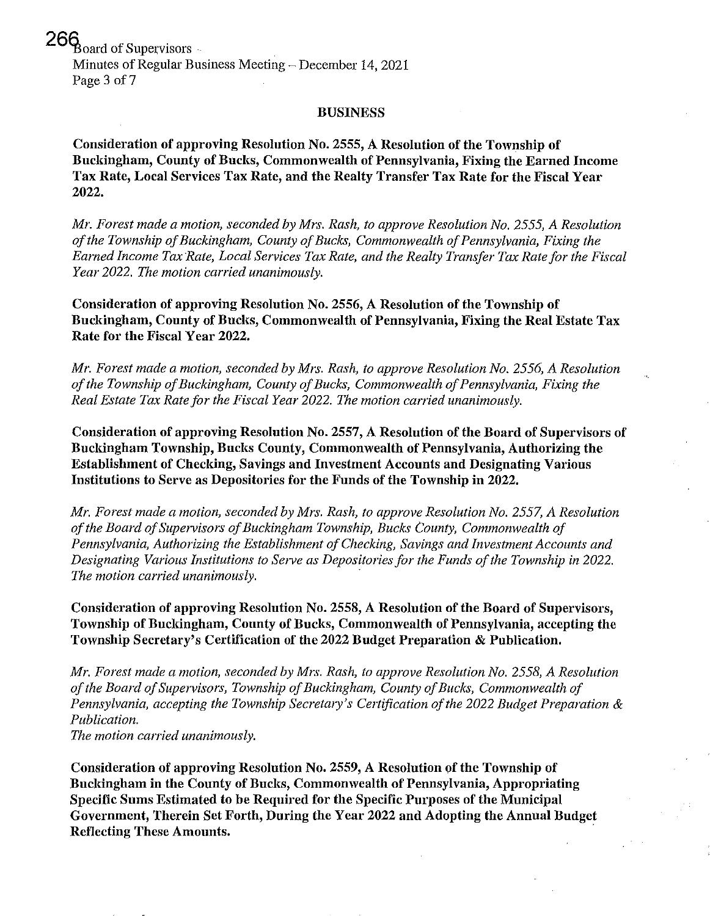## BUSINESS

**Consideration of approving Resolution No. 2555, A Resolution of the Township of Buckingham, County of Bucks, Commonwealth of Pennsylvania, Fixing the Earned Income Tax Rate, Local Services Tax Rate, and the Realty Transfer Tax Rate for the Fiscal Year 2022.**

*Mr. Forest made a motion, seconded by Mrs. Rash, to approve Resolution No. 2555, A Resolution of the Township of Buckingham, County of Bucks, Commonwealth of Pennsylvania, Fixing the Earned Income Tax Rate, Local Services Tax Rate, and the Realty Transfer Tax Rate for the Fiscal Year 2022. The motion carried unanimously.*

**Consideration of approving Resolution No. 2556, A Resolution of the Township of Buckingham, County of Bucks, Commonwealth of Pennsylvania, Fixing the Real Estate Tax Rate for the Fiscal Year 2022.**

*Mr. Forest made a motion, seconded by Mrs. Rash, to approve Resolution No. 2556, A Resolution of the Township of Buckingham, County of Bucks, Commonwealth of Pennsylvania, Fixing the Real Estate Tax Rate for the Fiscal Year 2022. The motion carried unanimously.*

**Consideration of approving Resolution No. 2557, A Resolution of the Board of Supervisors of Buckingham Township, Bucks County, Commonwealth of Pennsylvania, Authorizing the Establishment of Checking, Savings and Investment Accounts and Designating Various Institutions to Serve as Depositories for the Funds of the Township in 2022.**

*Mr. Forest made a motion, seconded by Mrs. Rash, to approve Resolution No. 2557, A Resolution of the Board of Supervisors of Buckingham Township, Bucks County, Commonwealth of Pennsylvania, Authorizing the Establishment of Checking, Savings and Investment Accounts and Designating Various Institutions to Serve as Depositories for the Funds of the Township in 2022. The motion carried unanimously.*

**Consideration of approving Resolution No. 2558, A Resolution of the Board of Supervisors, Township of Buckingham, County of Bucks, Commonwealth of Pennsylvania, accepting the Township Secretary's Certification of the 2022 Budget Preparation & Publication.**

*Mr. Forest made a motion, seconded by Mrs. Rash, to approve Resolution No. 2558, A Resolution of the Board of Supervisors, Township of Buckingham, County of Bucks, Commonwealth of Pennsylvania, accepting the Township Secretary's Certification of the 2022 Budget Preparation & Publication.*
*The motion carried unanimously.*

**Consideration of approving Resolution No. 2559, A Resolution of the Township of Buckingham in the County of Bucks, Commonwealth of Pennsylvania, Appropriating Specific Sums Estimated to be Required for the Specific Purposes of the Municipal Government, Therein Set Forth, During the Year 2022 and Adopting the Annual Budget Reflecting These Amounts.**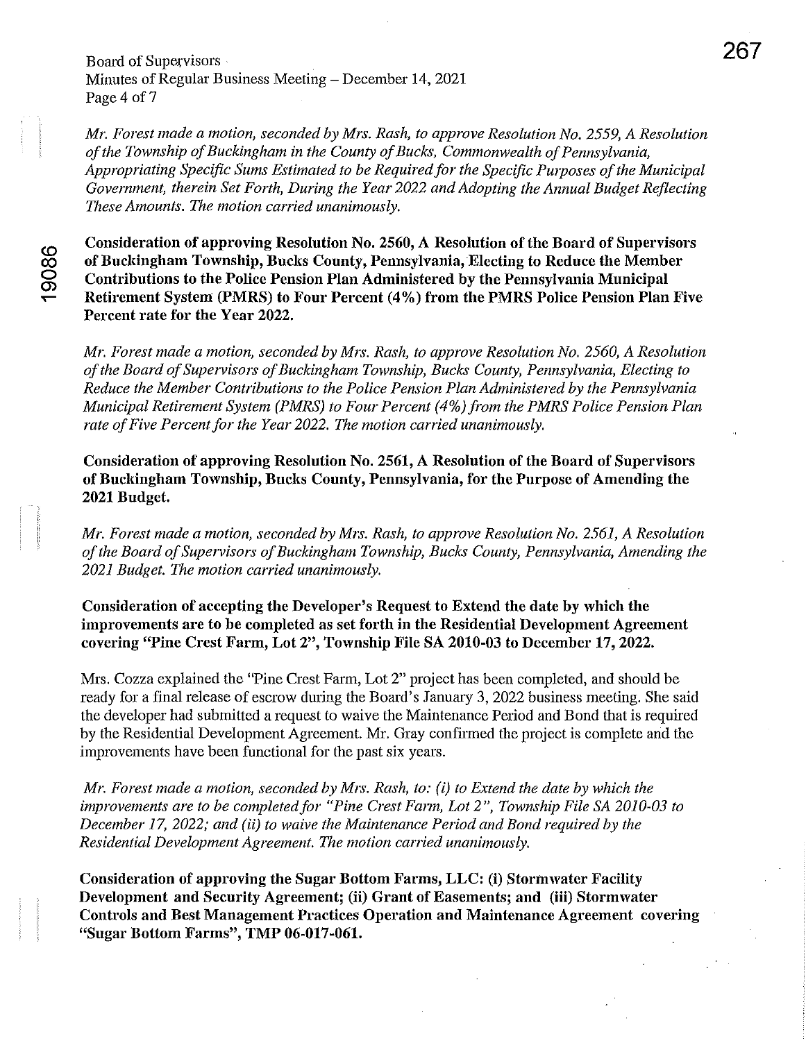*Mr. Forest made a motion, seconded by Mrs. Rash, to approve Resolution No. 2559, A Resolution of the Township of Buckingham in the County of Bucks, Commonwealth of Pennsylvania, Appropriating Specific Sums Estimated to be Required for the Specific Purposes of the Municipal Government, therein Set Forth, During the Year 2022 and Adopting the Annual Budget Reflecting These Amounts. The motion carried unanimously.*

**Consideration of approving Resolution No. 2560, A Resolution of the Board of Supervisors of Buckingham Township, Bucks County, Pennsylvania, Electing to Reduce the Member Contributions to the Police Pension Plan Administered by the Pennsylvania Municipal Retirement System (PMRS) to Four Percent (4%) from the PMRS Police Pension Plan Five Percent rate for the Year 2022.**

*Mr. Forest made a motion, seconded by Mrs. Rash, to approve Resolution No. 2560, A Resolution of the Board of Supervisors of Buckingham Township, Bucks County, Pennsylvania, Electing to Reduce the Member Contributions to the Police Pension Plan Administered by the Pennsylvania Municipal Retirement System (PMRS) to Four Percent (4%) from the PMRS Police Pension Plan rate of Five Percent for the Year 2022. The motion carried unanimously.*

**Consideration of approving Resolution No. 2561, A Resolution of the Board of Supervisors of Buckingham Township, Bucks County, Pennsylvania, for the Purpose of Amending the 2021 Budget.**

*Mr. Forest made a motion, seconded by Mrs. Rash, to approve Resolution No. 2561, A Resolution of the Board of Supervisors of Buckingham Township, Bucks County, Pennsylvania, Amending the 2021 Budget. The motion carried unanimously.*

**Consideration of accepting the Developer's Request to Extend the date by which the improvements are to be completed as set forth in the Residential Development Agreement covering "Pine Crest Farm, Lot 2", Township File SA 2010-03 to December 17, 2022.**

Mrs. Cozza explained the "Pine Crest Farm, Lot 2" project has been completed, and should be ready for a final release of escrow during the Board's January 3, 2022 business meeting. She said the developer had submitted a request to waive the Maintenance Period and Bond that is required by the Residential Development Agreement. Mr. Gray confirmed the project is complete and the improvements have been functional for the past six years.

*Mr. Forest made a motion, seconded by Mrs. Rash, to: (i) to Extend the date by which the improvements are to be completed for "Pine Crest Farm, Lot 2", Township File SA 2010-03 to December 17, 2022; and (ii) to waive the Maintenance Period and Bond required by the Residential Development Agreement. The motion carried unanimously.*

**Consideration of approving the Sugar Bottom Farms, LLC: (i) Stormwater Facility Development and Security Agreement; (ii) Grant of Easements; and (iii) Stormwater Controls and Best Management Practices Operation and Maintenance Agreement covering "Sugar Bottom Farms", TMP 06-017-061.**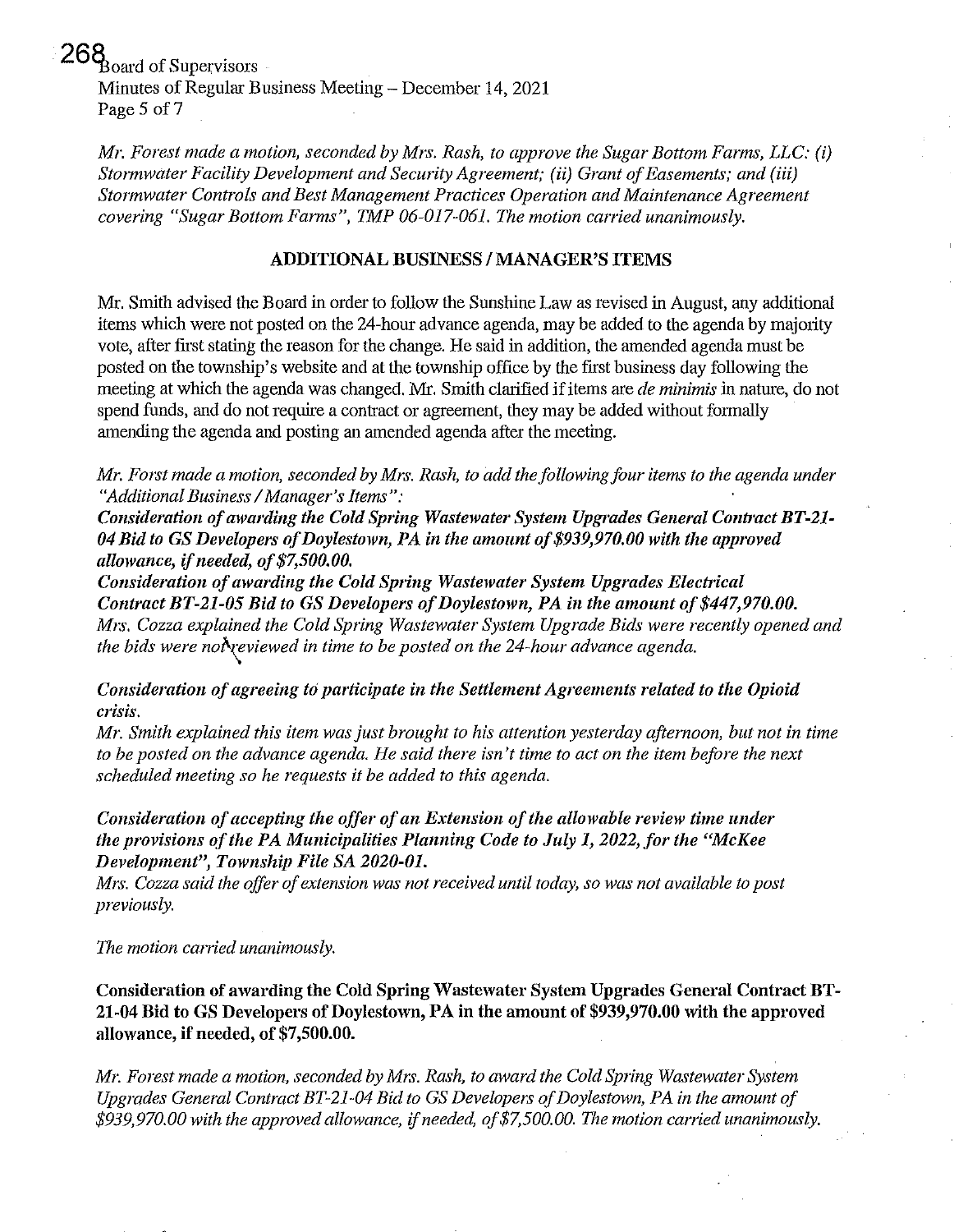*Mr. Forest made a motion, seconded by Mrs. Rash, to approve the Sugar Bottom Farms, LLC: (i) Stormwater Facility Development and Security Agreement; (ii) Grant of Easements; and (iii) Stormwater Controls and Best Management Practices Operation and Maintenance Agreement covering "Sugar Bottom Farms", TMP 06-017-061. The motion carried unanimously.*

## ADDITIONAL BUSINESS / MANAGER'S ITEMS

Mr. Smith advised the Board in order to follow the Sunshine Law as revised in August, any additional items which were not posted on the 24-hour advance agenda, may be added to the agenda by majority vote, after first stating the reason for the change. He said in addition, the amended agenda must be posted on the township's website and at the township office by the first business day following the meeting at which the agenda was changed. Mr. Smith clarified if items are *de minimis* in nature, do not spend funds, and do not require a contract or agreement, they may be added without formally amending the agenda and posting an amended agenda after the meeting.

*Mr. Forst made a motion, seconded by Mrs. Rash, to add the following four items to the agenda under "Additional Business / Manager's Items":*

***Consideration of awarding the Cold Spring Wastewater System Upgrades General Contract BT-21-04 Bid to GS Developers of Doylestown, PA in the amount of $939,970.00 with the approved allowance, if needed, of $7,500.00.***

***Consideration of awarding the Cold Spring Wastewater System Upgrades Electrical Contract BT-21-05 Bid to GS Developers of Doylestown, PA in the amount of $447,970.00.***

*Mrs. Cozza explained the Cold Spring Wastewater System Upgrade Bids were recently opened and the bids were not reviewed in time to be posted on the 24-hour advance agenda.*

***Consideration of agreeing to participate in the Settlement Agreements related to the Opioid crisis.***

*Mr. Smith explained this item was just brought to his attention yesterday afternoon, but not in time to be posted on the advance agenda. He said there isn't time to act on the item before the next scheduled meeting so he requests it be added to this agenda.*

***Consideration of accepting the offer of an Extension of the allowable review time under the provisions of the PA Municipalities Planning Code to July 1, 2022, for the "McKee Development", Township File SA 2020-01.***

*Mrs. Cozza said the offer of extension was not received until today, so was not available to post previously.*

*The motion carried unanimously.*

**Consideration of awarding the Cold Spring Wastewater System Upgrades General Contract BT-21-04 Bid to GS Developers of Doylestown, PA in the amount of $939,970.00 with the approved allowance, if needed, of $7,500.00.**

*Mr. Forest made a motion, seconded by Mrs. Rash, to award the Cold Spring Wastewater System Upgrades General Contract BT-21-04 Bid to GS Developers of Doylestown, PA in the amount of $939,970.00 with the approved allowance, if needed, of $7,500.00. The motion carried unanimously.*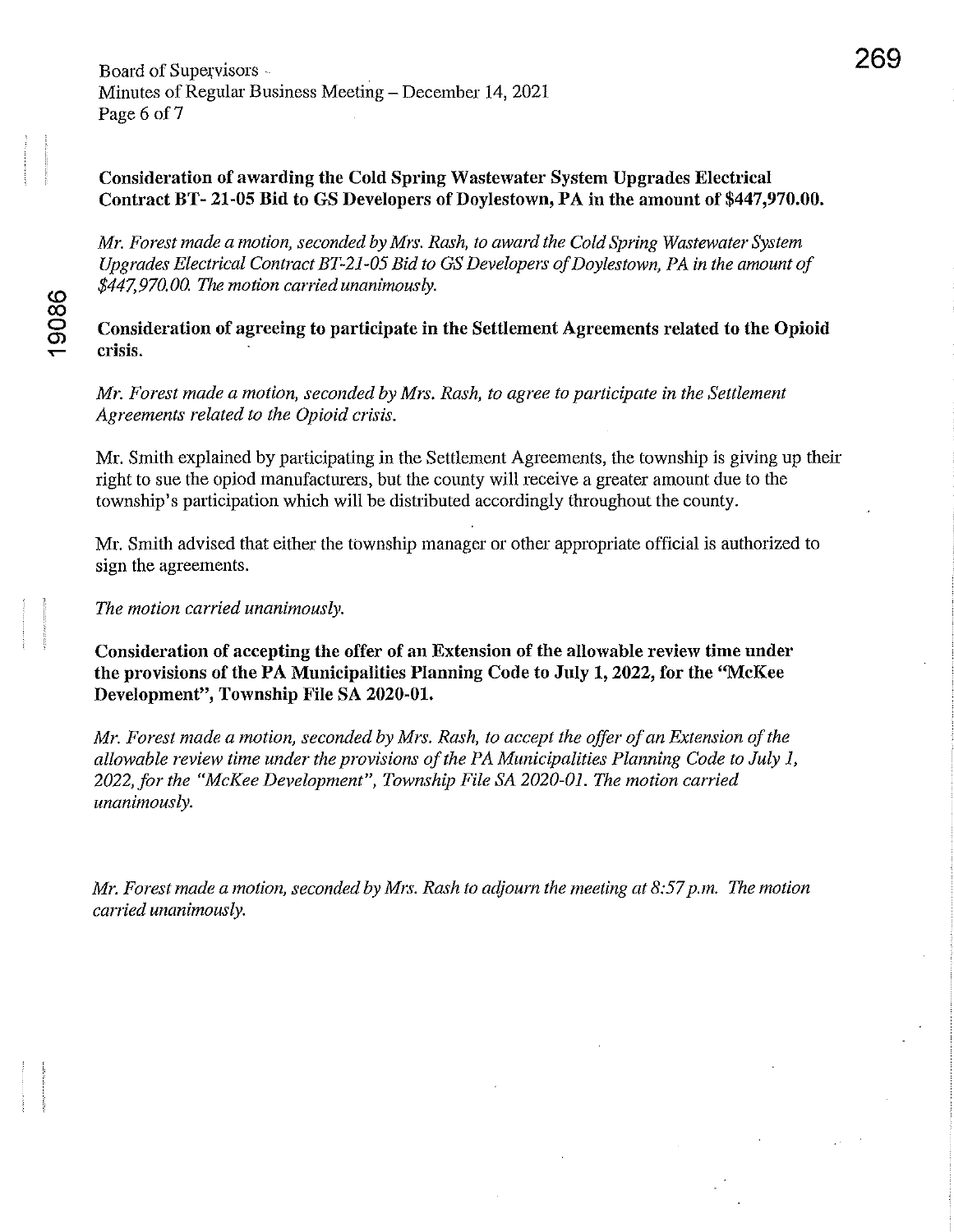**Consideration of awarding the Cold Spring Wastewater System Upgrades Electrical Contract BT- 21-05 Bid to GS Developers of Doylestown, PA in the amount of $447,970.00.**

*Mr. Forest made a motion, seconded by Mrs. Rash, to award the Cold Spring Wastewater System Upgrades Electrical Contract BT-21-05 Bid to GS Developers of Doylestown, PA in the amount of $447,970.00. The motion carried unanimously.*

**Consideration of agreeing to participate in the Settlement Agreements related to the Opioid crisis.**

*Mr. Forest made a motion, seconded by Mrs. Rash, to agree to participate in the Settlement Agreements related to the Opioid crisis.*

Mr. Smith explained by participating in the Settlement Agreements, the township is giving up their right to sue the opiod manufacturers, but the county will receive a greater amount due to the township's participation which will be distributed accordingly throughout the county.

Mr. Smith advised that either the township manager or other appropriate official is authorized to sign the agreements.

*The motion carried unanimously.*

**Consideration of accepting the offer of an Extension of the allowable review time under the provisions of the PA Municipalities Planning Code to July 1, 2022, for the "McKee Development", Township File SA 2020-01.**

*Mr. Forest made a motion, seconded by Mrs. Rash, to accept the offer of an Extension of the allowable review time under the provisions of the PA Municipalities Planning Code to July 1, 2022, for the "McKee Development", Township File SA 2020-01. The motion carried unanimously.*

*Mr. Forest made a motion, seconded by Mrs. Rash to adjourn the meeting at 8:57 p.m. The motion carried unanimously.*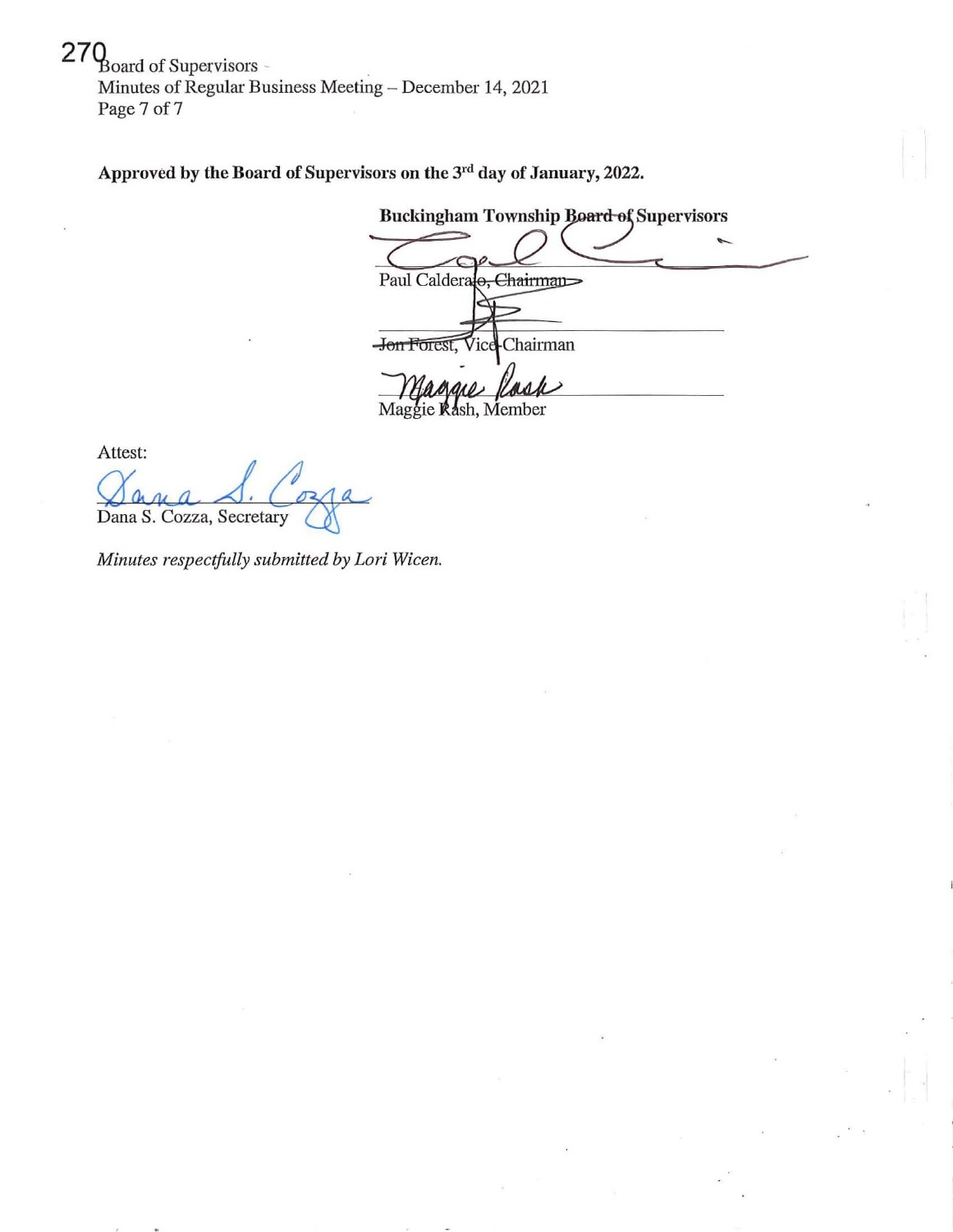**Approved by the Board of Supervisors on the 3rd day of January, 2022.**

**Buckingham Township Board of Supervisors**

Paul Calderaio, Chairman

Jon Forest, Vice-Chairman

Maggie Rash, Member

Attest:

Dana S. Cozza, Secretary

*Minutes respectfully submitted by Lori Wicen.*